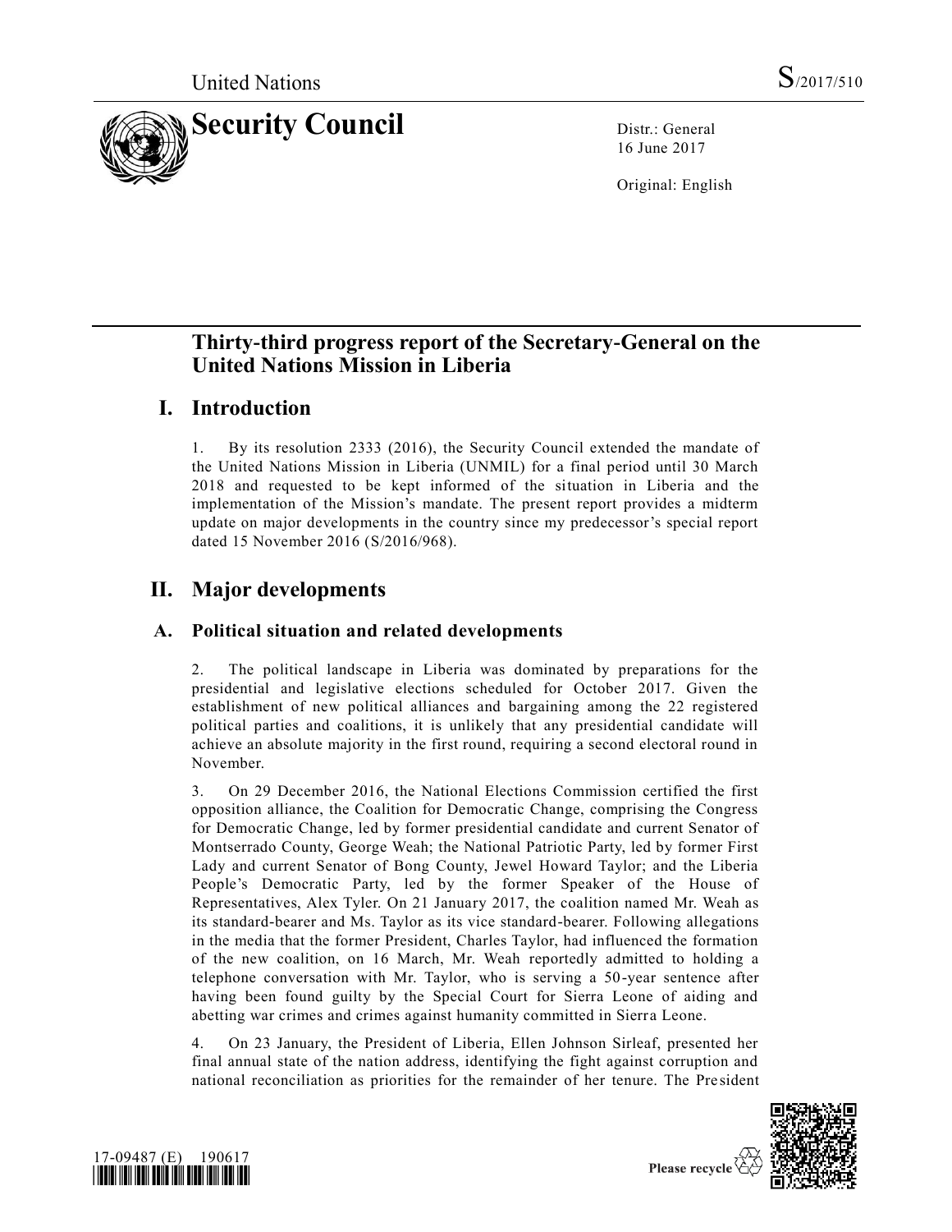United Nations S/2017/510

# Security Council

Distr.: General
16 June 2017

Original: English

## Thirty-third progress report of the Secretary-General on the United Nations Mission in Liberia

## I. Introduction

1. By its resolution 2333 (2016), the Security Council extended the mandate of the United Nations Mission in Liberia (UNMIL) for a final period until 30 March 2018 and requested to be kept informed of the situation in Liberia and the implementation of the Mission's mandate. The present report provides a midterm update on major developments in the country since my predecessor's special report dated 15 November 2016 (S/2016/968).

## II. Major developments

### A. Political situation and related developments

2. The political landscape in Liberia was dominated by preparations for the presidential and legislative elections scheduled for October 2017. Given the establishment of new political alliances and bargaining among the 22 registered political parties and coalitions, it is unlikely that any presidential candidate will achieve an absolute majority in the first round, requiring a second electoral round in November.

3. On 29 December 2016, the National Elections Commission certified the first opposition alliance, the Coalition for Democratic Change, comprising the Congress for Democratic Change, led by former presidential candidate and current Senator of Montserrado County, George Weah; the National Patriotic Party, led by former First Lady and current Senator of Bong County, Jewel Howard Taylor; and the Liberia People's Democratic Party, led by the former Speaker of the House of Representatives, Alex Tyler. On 21 January 2017, the coalition named Mr. Weah as its standard-bearer and Ms. Taylor as its vice standard-bearer. Following allegations in the media that the former President, Charles Taylor, had influenced the formation of the new coalition, on 16 March, Mr. Weah reportedly admitted to holding a telephone conversation with Mr. Taylor, who is serving a 50-year sentence after having been found guilty by the Special Court for Sierra Leone of aiding and abetting war crimes and crimes against humanity committed in Sierra Leone.

4. On 23 January, the President of Liberia, Ellen Johnson Sirleaf, presented her final annual state of the nation address, identifying the fight against corruption and national reconciliation as priorities for the remainder of her tenure. The President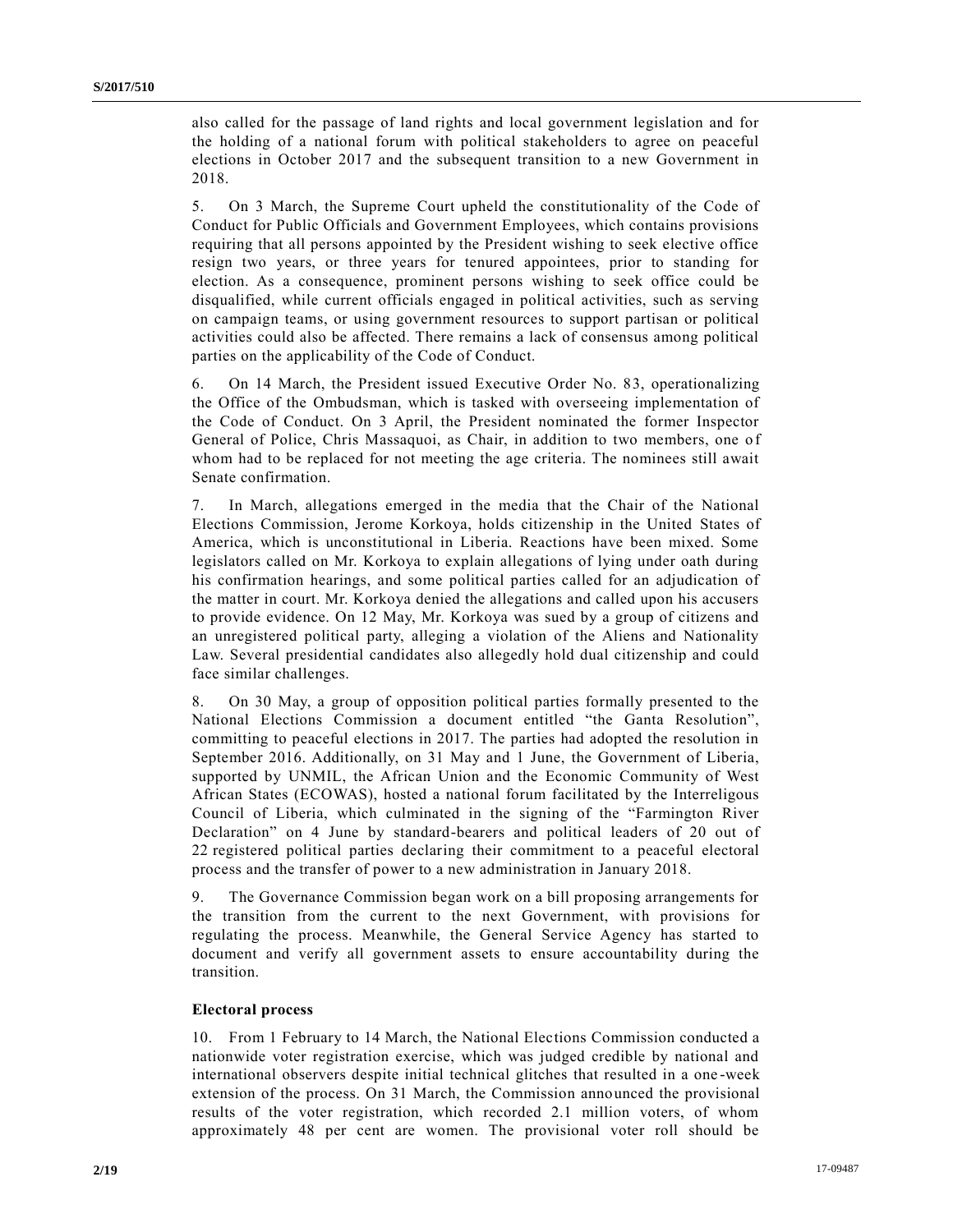also called for the passage of land rights and local government legislation and for the holding of a national forum with political stakeholders to agree on peaceful elections in October 2017 and the subsequent transition to a new Government in 2018.

5. On 3 March, the Supreme Court upheld the constitutionality of the Code of Conduct for Public Officials and Government Employees, which contains provisions requiring that all persons appointed by the President wishing to seek elective office resign two years, or three years for tenured appointees, prior to standing for election. As a consequence, prominent persons wishing to seek office could be disqualified, while current officials engaged in political activities, such as serving on campaign teams, or using government resources to support partisan or political activities could also be affected. There remains a lack of consensus among political parties on the applicability of the Code of Conduct.

6. On 14 March, the President issued Executive Order No. 83, operationalizing the Office of the Ombudsman, which is tasked with overseeing implementation of the Code of Conduct. On 3 April, the President nominated the former Inspector General of Police, Chris Massaquoi, as Chair, in addition to two members, one of whom had to be replaced for not meeting the age criteria. The nominees still await Senate confirmation.

7. In March, allegations emerged in the media that the Chair of the National Elections Commission, Jerome Korkoya, holds citizenship in the United States of America, which is unconstitutional in Liberia. Reactions have been mixed. Some legislators called on Mr. Korkoya to explain allegations of lying under oath during his confirmation hearings, and some political parties called for an adjudication of the matter in court. Mr. Korkoya denied the allegations and called upon his accusers to provide evidence. On 12 May, Mr. Korkoya was sued by a group of citizens and an unregistered political party, alleging a violation of the Aliens and Nationality Law. Several presidential candidates also allegedly hold dual citizenship and could face similar challenges.

8. On 30 May, a group of opposition political parties formally presented to the National Elections Commission a document entitled "the Ganta Resolution", committing to peaceful elections in 2017. The parties had adopted the resolution in September 2016. Additionally, on 31 May and 1 June, the Government of Liberia, supported by UNMIL, the African Union and the Economic Community of West African States (ECOWAS), hosted a national forum facilitated by the Interreligous Council of Liberia, which culminated in the signing of the "Farmington River Declaration" on 4 June by standard-bearers and political leaders of 20 out of 22 registered political parties declaring their commitment to a peaceful electoral process and the transfer of power to a new administration in January 2018.

9. The Governance Commission began work on a bill proposing arrangements for the transition from the current to the next Government, with provisions for regulating the process. Meanwhile, the General Service Agency has started to document and verify all government assets to ensure accountability during the transition.

### Electoral process

10. From 1 February to 14 March, the National Elections Commission conducted a nationwide voter registration exercise, which was judged credible by national and international observers despite initial technical glitches that resulted in a one-week extension of the process. On 31 March, the Commission announced the provisional results of the voter registration, which recorded 2.1 million voters, of whom approximately 48 per cent are women. The provisional voter roll should be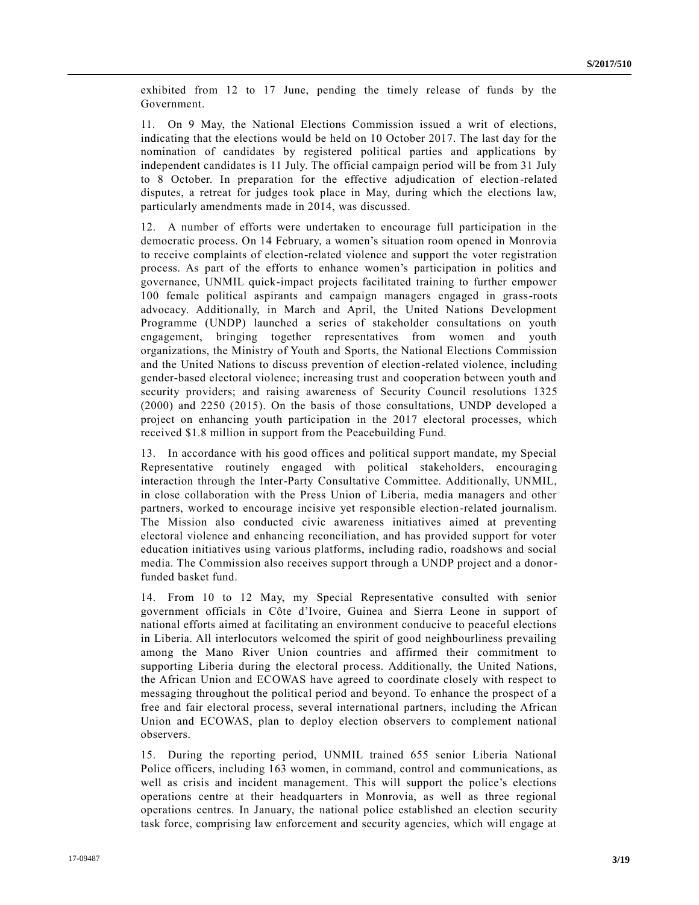exhibited from 12 to 17 June, pending the timely release of funds by the Government.

11. On 9 May, the National Elections Commission issued a writ of elections, indicating that the elections would be held on 10 October 2017. The last day for the nomination of candidates by registered political parties and applications by independent candidates is 11 July. The official campaign period will be from 31 July to 8 October. In preparation for the effective adjudication of election-related disputes, a retreat for judges took place in May, during which the elections law, particularly amendments made in 2014, was discussed.

12. A number of efforts were undertaken to encourage full participation in the democratic process. On 14 February, a women's situation room opened in Monrovia to receive complaints of election-related violence and support the voter registration process. As part of the efforts to enhance women's participation in politics and governance, UNMIL quick-impact projects facilitated training to further empower 100 female political aspirants and campaign managers engaged in grass-roots advocacy. Additionally, in March and April, the United Nations Development Programme (UNDP) launched a series of stakeholder consultations on youth engagement, bringing together representatives from women and youth organizations, the Ministry of Youth and Sports, the National Elections Commission and the United Nations to discuss prevention of election-related violence, including gender-based electoral violence; increasing trust and cooperation between youth and security providers; and raising awareness of Security Council resolutions 1325 (2000) and 2250 (2015). On the basis of those consultations, UNDP developed a project on enhancing youth participation in the 2017 electoral processes, which received $1.8 million in support from the Peacebuilding Fund.

13. In accordance with his good offices and political support mandate, my Special Representative routinely engaged with political stakeholders, encouraging interaction through the Inter-Party Consultative Committee. Additionally, UNMIL, in close collaboration with the Press Union of Liberia, media managers and other partners, worked to encourage incisive yet responsible election-related journalism. The Mission also conducted civic awareness initiatives aimed at preventing electoral violence and enhancing reconciliation, and has provided support for voter education initiatives using various platforms, including radio, roadshows and social media. The Commission also receives support through a UNDP project and a donor-funded basket fund.

14. From 10 to 12 May, my Special Representative consulted with senior government officials in Côte d'Ivoire, Guinea and Sierra Leone in support of national efforts aimed at facilitating an environment conducive to peaceful elections in Liberia. All interlocutors welcomed the spirit of good neighbourliness prevailing among the Mano River Union countries and affirmed their commitment to supporting Liberia during the electoral process. Additionally, the United Nations, the African Union and ECOWAS have agreed to coordinate closely with respect to messaging throughout the political period and beyond. To enhance the prospect of a free and fair electoral process, several international partners, including the African Union and ECOWAS, plan to deploy election observers to complement national observers.

15. During the reporting period, UNMIL trained 655 senior Liberia National Police officers, including 163 women, in command, control and communications, as well as crisis and incident management. This will support the police's elections operations centre at their headquarters in Monrovia, as well as three regional operations centres. In January, the national police established an election security task force, comprising law enforcement and security agencies, which will engage at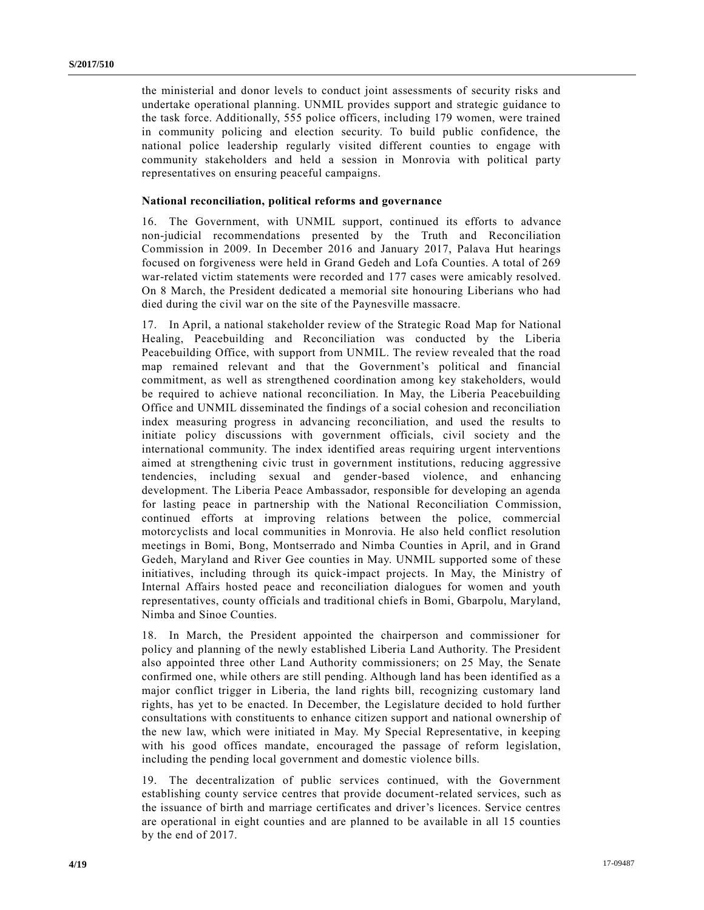the ministerial and donor levels to conduct joint assessments of security risks and undertake operational planning. UNMIL provides support and strategic guidance to the task force. Additionally, 555 police officers, including 179 women, were trained in community policing and election security. To build public confidence, the national police leadership regularly visited different counties to engage with community stakeholders and held a session in Monrovia with political party representatives on ensuring peaceful campaigns.

**National reconciliation, political reforms and governance**

16. The Government, with UNMIL support, continued its efforts to advance non-judicial recommendations presented by the Truth and Reconciliation Commission in 2009. In December 2016 and January 2017, Palava Hut hearings focused on forgiveness were held in Grand Gedeh and Lofa Counties. A total of 269 war-related victim statements were recorded and 177 cases were amicably resolved. On 8 March, the President dedicated a memorial site honouring Liberians who had died during the civil war on the site of the Paynesville massacre.

17. In April, a national stakeholder review of the Strategic Road Map for National Healing, Peacebuilding and Reconciliation was conducted by the Liberia Peacebuilding Office, with support from UNMIL. The review revealed that the road map remained relevant and that the Government's political and financial commitment, as well as strengthened coordination among key stakeholders, would be required to achieve national reconciliation. In May, the Liberia Peacebuilding Office and UNMIL disseminated the findings of a social cohesion and reconciliation index measuring progress in advancing reconciliation, and used the results to initiate policy discussions with government officials, civil society and the international community. The index identified areas requiring urgent interventions aimed at strengthening civic trust in government institutions, reducing aggressive tendencies, including sexual and gender-based violence, and enhancing development. The Liberia Peace Ambassador, responsible for developing an agenda for lasting peace in partnership with the National Reconciliation Commission, continued efforts at improving relations between the police, commercial motorcyclists and local communities in Monrovia. He also held conflict resolution meetings in Bomi, Bong, Montserrado and Nimba Counties in April, and in Grand Gedeh, Maryland and River Gee counties in May. UNMIL supported some of these initiatives, including through its quick-impact projects. In May, the Ministry of Internal Affairs hosted peace and reconciliation dialogues for women and youth representatives, county officials and traditional chiefs in Bomi, Gbarpolu, Maryland, Nimba and Sinoe Counties.

18. In March, the President appointed the chairperson and commissioner for policy and planning of the newly established Liberia Land Authority. The President also appointed three other Land Authority commissioners; on 25 May, the Senate confirmed one, while others are still pending. Although land has been identified as a major conflict trigger in Liberia, the land rights bill, recognizing customary land rights, has yet to be enacted. In December, the Legislature decided to hold further consultations with constituents to enhance citizen support and national ownership of the new law, which were initiated in May. My Special Representative, in keeping with his good offices mandate, encouraged the passage of reform legislation, including the pending local government and domestic violence bills.

19. The decentralization of public services continued, with the Government establishing county service centres that provide document-related services, such as the issuance of birth and marriage certificates and driver's licences. Service centres are operational in eight counties and are planned to be available in all 15 counties by the end of 2017.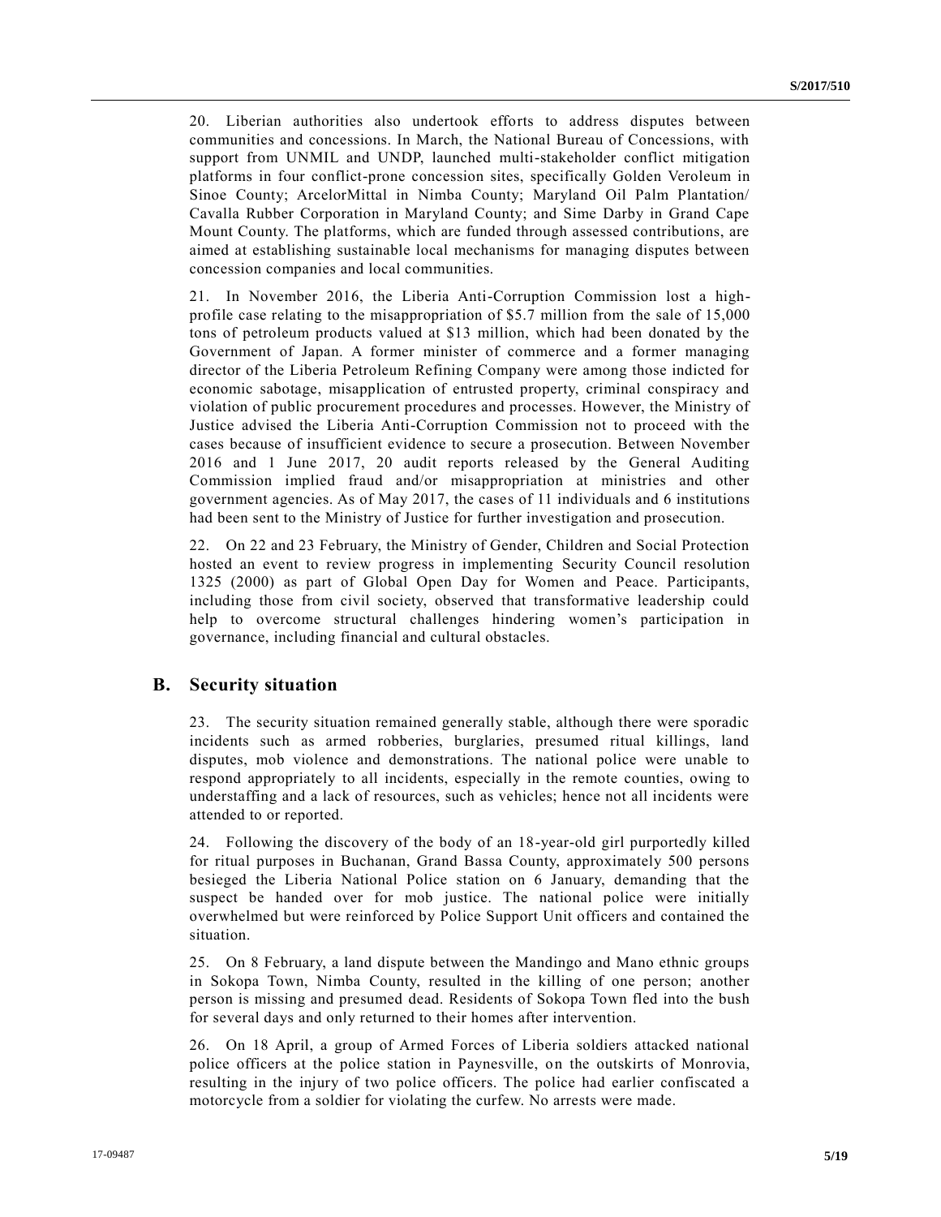20. Liberian authorities also undertook efforts to address disputes between communities and concessions. In March, the National Bureau of Concessions, with support from UNMIL and UNDP, launched multi-stakeholder conflict mitigation platforms in four conflict-prone concession sites, specifically Golden Veroleum in Sinoe County; ArcelorMittal in Nimba County; Maryland Oil Palm Plantation/ Cavalla Rubber Corporation in Maryland County; and Sime Darby in Grand Cape Mount County. The platforms, which are funded through assessed contributions, are aimed at establishing sustainable local mechanisms for managing disputes between concession companies and local communities.

21. In November 2016, the Liberia Anti-Corruption Commission lost a high-profile case relating to the misappropriation of $5.7 million from the sale of 15,000 tons of petroleum products valued at $13 million, which had been donated by the Government of Japan. A former minister of commerce and a former managing director of the Liberia Petroleum Refining Company were among those indicted for economic sabotage, misapplication of entrusted property, criminal conspiracy and violation of public procurement procedures and processes. However, the Ministry of Justice advised the Liberia Anti-Corruption Commission not to proceed with the cases because of insufficient evidence to secure a prosecution. Between November 2016 and 1 June 2017, 20 audit reports released by the General Auditing Commission implied fraud and/or misappropriation at ministries and other government agencies. As of May 2017, the cases of 11 individuals and 6 institutions had been sent to the Ministry of Justice for further investigation and prosecution.

22. On 22 and 23 February, the Ministry of Gender, Children and Social Protection hosted an event to review progress in implementing Security Council resolution 1325 (2000) as part of Global Open Day for Women and Peace. Participants, including those from civil society, observed that transformative leadership could help to overcome structural challenges hindering women's participation in governance, including financial and cultural obstacles.

## B. Security situation

23. The security situation remained generally stable, although there were sporadic incidents such as armed robberies, burglaries, presumed ritual killings, land disputes, mob violence and demonstrations. The national police were unable to respond appropriately to all incidents, especially in the remote counties, owing to understaffing and a lack of resources, such as vehicles; hence not all incidents were attended to or reported.

24. Following the discovery of the body of an 18-year-old girl purportedly killed for ritual purposes in Buchanan, Grand Bassa County, approximately 500 persons besieged the Liberia National Police station on 6 January, demanding that the suspect be handed over for mob justice. The national police were initially overwhelmed but were reinforced by Police Support Unit officers and contained the situation.

25. On 8 February, a land dispute between the Mandingo and Mano ethnic groups in Sokopa Town, Nimba County, resulted in the killing of one person; another person is missing and presumed dead. Residents of Sokopa Town fled into the bush for several days and only returned to their homes after intervention.

26. On 18 April, a group of Armed Forces of Liberia soldiers attacked national police officers at the police station in Paynesville, on the outskirts of Monrovia, resulting in the injury of two police officers. The police had earlier confiscated a motorcycle from a soldier for violating the curfew. No arrests were made.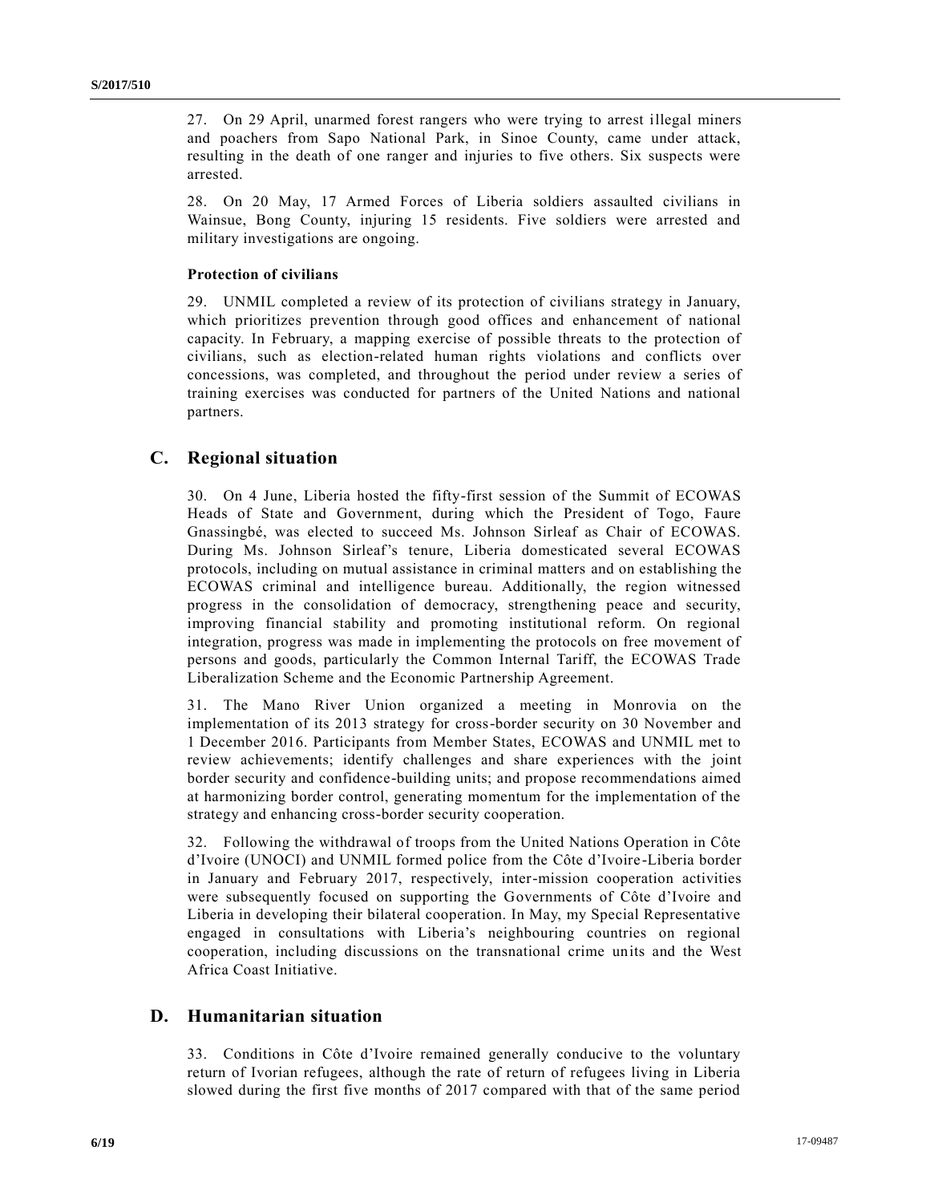27. On 29 April, unarmed forest rangers who were trying to arrest illegal miners and poachers from Sapo National Park, in Sinoe County, came under attack, resulting in the death of one ranger and injuries to five others. Six suspects were arrested.

28. On 20 May, 17 Armed Forces of Liberia soldiers assaulted civilians in Wainsue, Bong County, injuring 15 residents. Five soldiers were arrested and military investigations are ongoing.

**Protection of civilians**

29. UNMIL completed a review of its protection of civilians strategy in January, which prioritizes prevention through good offices and enhancement of national capacity. In February, a mapping exercise of possible threats to the protection of civilians, such as election-related human rights violations and conflicts over concessions, was completed, and throughout the period under review a series of training exercises was conducted for partners of the United Nations and national partners.

## C. Regional situation

30. On 4 June, Liberia hosted the fifty-first session of the Summit of ECOWAS Heads of State and Government, during which the President of Togo, Faure Gnassingbé, was elected to succeed Ms. Johnson Sirleaf as Chair of ECOWAS. During Ms. Johnson Sirleaf's tenure, Liberia domesticated several ECOWAS protocols, including on mutual assistance in criminal matters and on establishing the ECOWAS criminal and intelligence bureau. Additionally, the region witnessed progress in the consolidation of democracy, strengthening peace and security, improving financial stability and promoting institutional reform. On regional integration, progress was made in implementing the protocols on free movement of persons and goods, particularly the Common Internal Tariff, the ECOWAS Trade Liberalization Scheme and the Economic Partnership Agreement.

31. The Mano River Union organized a meeting in Monrovia on the implementation of its 2013 strategy for cross-border security on 30 November and 1 December 2016. Participants from Member States, ECOWAS and UNMIL met to review achievements; identify challenges and share experiences with the joint border security and confidence-building units; and propose recommendations aimed at harmonizing border control, generating momentum for the implementation of the strategy and enhancing cross-border security cooperation.

32. Following the withdrawal of troops from the United Nations Operation in Côte d'Ivoire (UNOCI) and UNMIL formed police from the Côte d'Ivoire-Liberia border in January and February 2017, respectively, inter-mission cooperation activities were subsequently focused on supporting the Governments of Côte d'Ivoire and Liberia in developing their bilateral cooperation. In May, my Special Representative engaged in consultations with Liberia's neighbouring countries on regional cooperation, including discussions on the transnational crime units and the West Africa Coast Initiative.

## D. Humanitarian situation

33. Conditions in Côte d'Ivoire remained generally conducive to the voluntary return of Ivorian refugees, although the rate of return of refugees living in Liberia slowed during the first five months of 2017 compared with that of the same period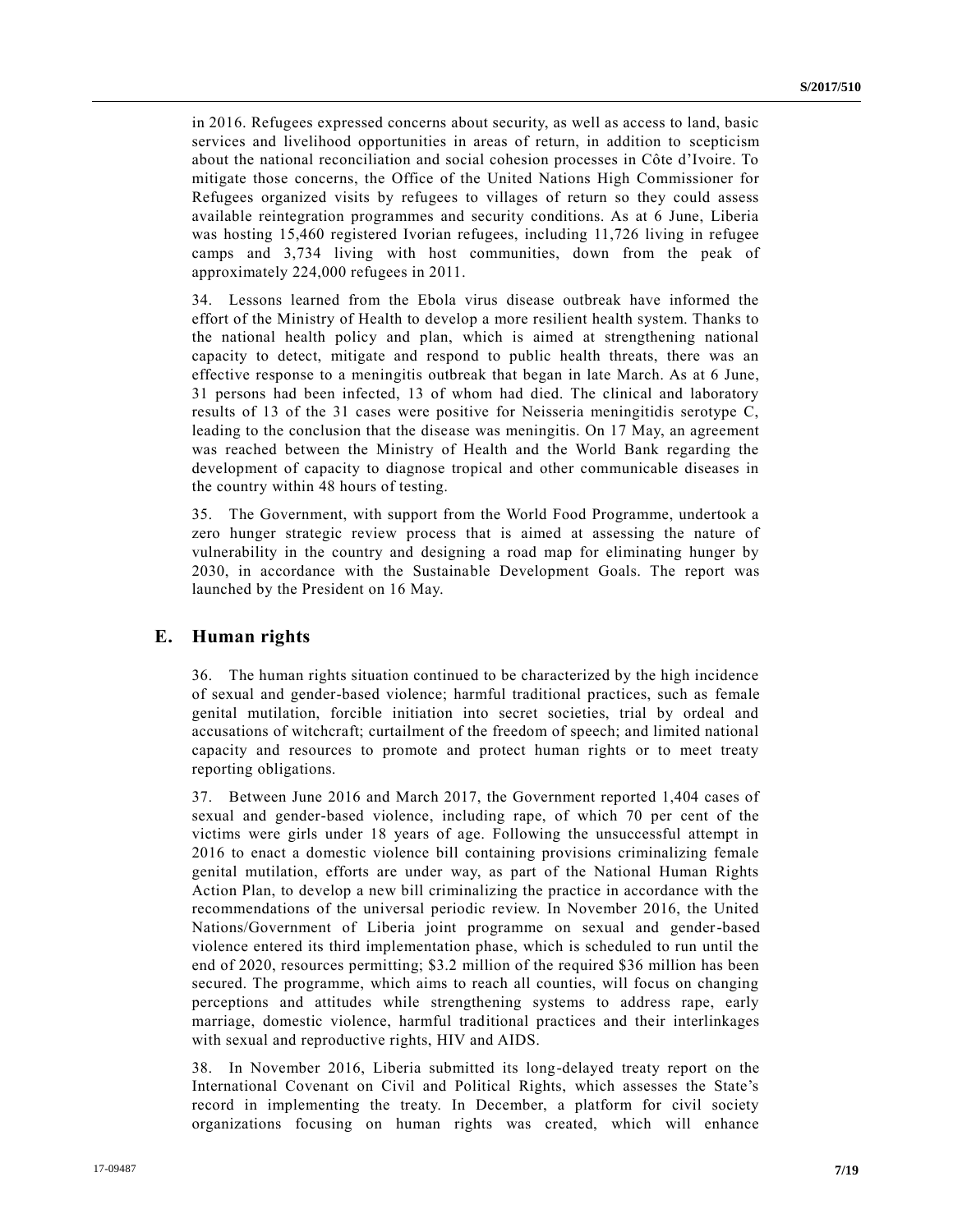in 2016. Refugees expressed concerns about security, as well as access to land, basic services and livelihood opportunities in areas of return, in addition to scepticism about the national reconciliation and social cohesion processes in Côte d'Ivoire. To mitigate those concerns, the Office of the United Nations High Commissioner for Refugees organized visits by refugees to villages of return so they could assess available reintegration programmes and security conditions. As at 6 June, Liberia was hosting 15,460 registered Ivorian refugees, including 11,726 living in refugee camps and 3,734 living with host communities, down from the peak of approximately 224,000 refugees in 2011.

34. Lessons learned from the Ebola virus disease outbreak have informed the effort of the Ministry of Health to develop a more resilient health system. Thanks to the national health policy and plan, which is aimed at strengthening national capacity to detect, mitigate and respond to public health threats, there was an effective response to a meningitis outbreak that began in late March. As at 6 June, 31 persons had been infected, 13 of whom had died. The clinical and laboratory results of 13 of the 31 cases were positive for Neisseria meningitidis serotype C, leading to the conclusion that the disease was meningitis. On 17 May, an agreement was reached between the Ministry of Health and the World Bank regarding the development of capacity to diagnose tropical and other communicable diseases in the country within 48 hours of testing.

35. The Government, with support from the World Food Programme, undertook a zero hunger strategic review process that is aimed at assessing the nature of vulnerability in the country and designing a road map for eliminating hunger by 2030, in accordance with the Sustainable Development Goals. The report was launched by the President on 16 May.

## E. Human rights

36. The human rights situation continued to be characterized by the high incidence of sexual and gender-based violence; harmful traditional practices, such as female genital mutilation, forcible initiation into secret societies, trial by ordeal and accusations of witchcraft; curtailment of the freedom of speech; and limited national capacity and resources to promote and protect human rights or to meet treaty reporting obligations.

37. Between June 2016 and March 2017, the Government reported 1,404 cases of sexual and gender-based violence, including rape, of which 70 per cent of the victims were girls under 18 years of age. Following the unsuccessful attempt in 2016 to enact a domestic violence bill containing provisions criminalizing female genital mutilation, efforts are under way, as part of the National Human Rights Action Plan, to develop a new bill criminalizing the practice in accordance with the recommendations of the universal periodic review. In November 2016, the United Nations/Government of Liberia joint programme on sexual and gender-based violence entered its third implementation phase, which is scheduled to run until the end of 2020, resources permitting; $3.2 million of the required $36 million has been secured. The programme, which aims to reach all counties, will focus on changing perceptions and attitudes while strengthening systems to address rape, early marriage, domestic violence, harmful traditional practices and their interlinkages with sexual and reproductive rights, HIV and AIDS.

38. In November 2016, Liberia submitted its long-delayed treaty report on the International Covenant on Civil and Political Rights, which assesses the State's record in implementing the treaty. In December, a platform for civil society organizations focusing on human rights was created, which will enhance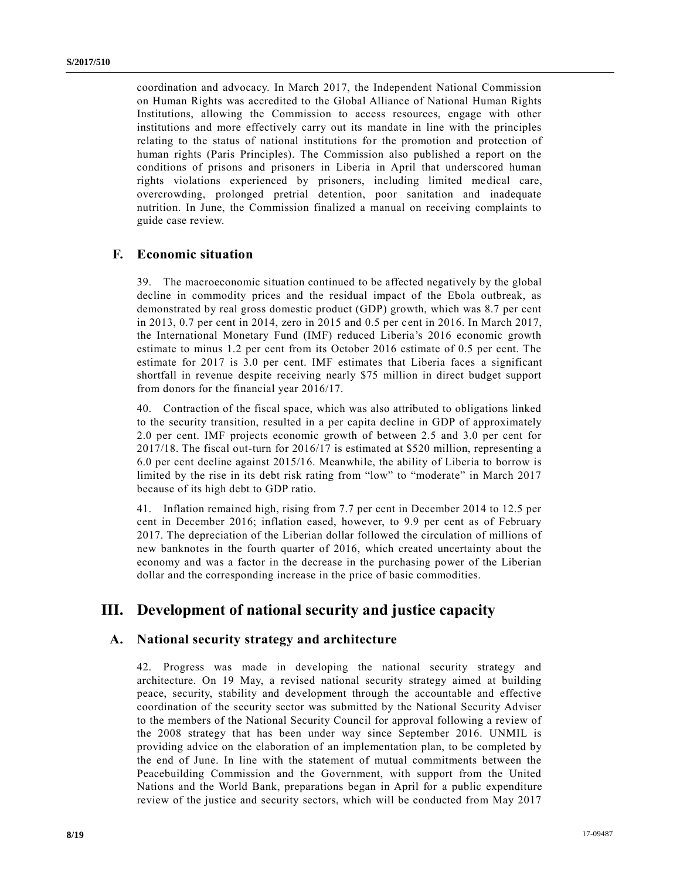coordination and advocacy. In March 2017, the Independent National Commission on Human Rights was accredited to the Global Alliance of National Human Rights Institutions, allowing the Commission to access resources, engage with other institutions and more effectively carry out its mandate in line with the principles relating to the status of national institutions for the promotion and protection of human rights (Paris Principles). The Commission also published a report on the conditions of prisons and prisoners in Liberia in April that underscored human rights violations experienced by prisoners, including limited medical care, overcrowding, prolonged pretrial detention, poor sanitation and inadequate nutrition. In June, the Commission finalized a manual on receiving complaints to guide case review.

## F. Economic situation

39. The macroeconomic situation continued to be affected negatively by the global decline in commodity prices and the residual impact of the Ebola outbreak, as demonstrated by real gross domestic product (GDP) growth, which was 8.7 per cent in 2013, 0.7 per cent in 2014, zero in 2015 and 0.5 per cent in 2016. In March 2017, the International Monetary Fund (IMF) reduced Liberia's 2016 economic growth estimate to minus 1.2 per cent from its October 2016 estimate of 0.5 per cent. The estimate for 2017 is 3.0 per cent. IMF estimates that Liberia faces a significant shortfall in revenue despite receiving nearly $75 million in direct budget support from donors for the financial year 2016/17.

40. Contraction of the fiscal space, which was also attributed to obligations linked to the security transition, resulted in a per capita decline in GDP of approximately 2.0 per cent. IMF projects economic growth of between 2.5 and 3.0 per cent for 2017/18. The fiscal out-turn for 2016/17 is estimated at $520 million, representing a 6.0 per cent decline against 2015/16. Meanwhile, the ability of Liberia to borrow is limited by the rise in its debt risk rating from "low" to "moderate" in March 2017 because of its high debt to GDP ratio.

41. Inflation remained high, rising from 7.7 per cent in December 2014 to 12.5 per cent in December 2016; inflation eased, however, to 9.9 per cent as of February 2017. The depreciation of the Liberian dollar followed the circulation of millions of new banknotes in the fourth quarter of 2016, which created uncertainty about the economy and was a factor in the decrease in the purchasing power of the Liberian dollar and the corresponding increase in the price of basic commodities.

# III. Development of national security and justice capacity

## A. National security strategy and architecture

42. Progress was made in developing the national security strategy and architecture. On 19 May, a revised national security strategy aimed at building peace, security, stability and development through the accountable and effective coordination of the security sector was submitted by the National Security Adviser to the members of the National Security Council for approval following a review of the 2008 strategy that has been under way since September 2016. UNMIL is providing advice on the elaboration of an implementation plan, to be completed by the end of June. In line with the statement of mutual commitments between the Peacebuilding Commission and the Government, with support from the United Nations and the World Bank, preparations began in April for a public expenditure review of the justice and security sectors, which will be conducted from May 2017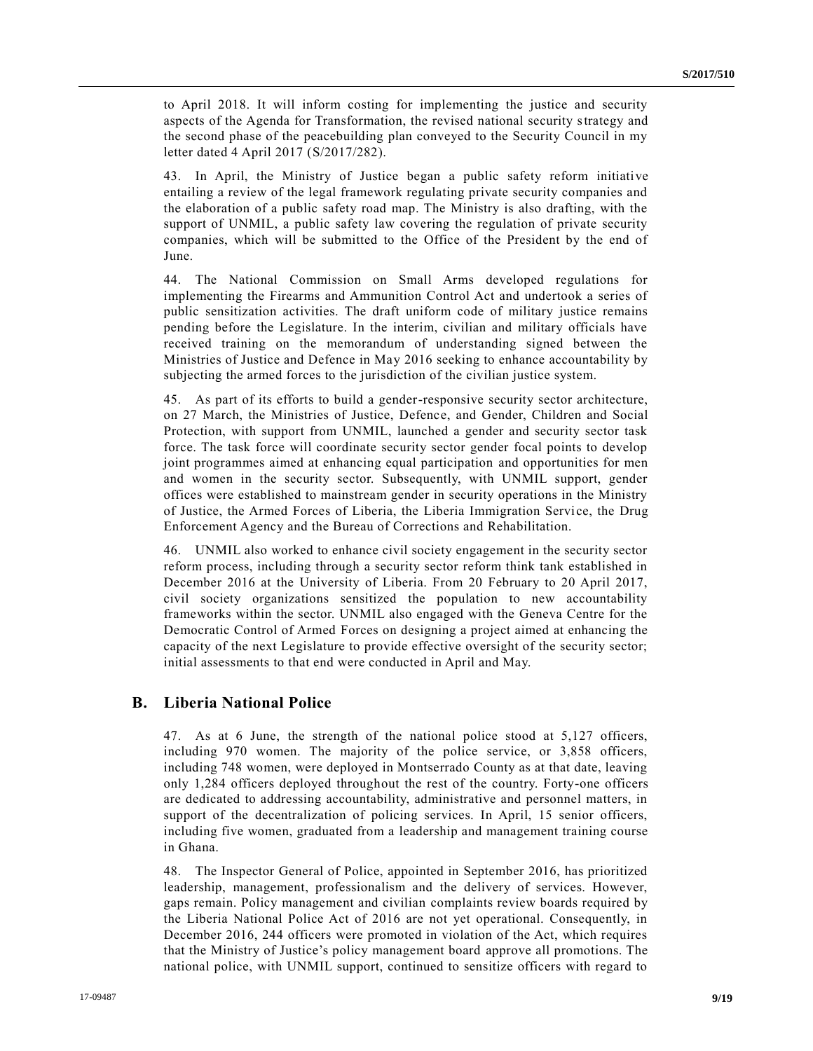to April 2018. It will inform costing for implementing the justice and security aspects of the Agenda for Transformation, the revised national security strategy and the second phase of the peacebuilding plan conveyed to the Security Council in my letter dated 4 April 2017 (S/2017/282).

43. In April, the Ministry of Justice began a public safety reform initiative entailing a review of the legal framework regulating private security companies and the elaboration of a public safety road map. The Ministry is also drafting, with the support of UNMIL, a public safety law covering the regulation of private security companies, which will be submitted to the Office of the President by the end of June.

44. The National Commission on Small Arms developed regulations for implementing the Firearms and Ammunition Control Act and undertook a series of public sensitization activities. The draft uniform code of military justice remains pending before the Legislature. In the interim, civilian and military officials have received training on the memorandum of understanding signed between the Ministries of Justice and Defence in May 2016 seeking to enhance accountability by subjecting the armed forces to the jurisdiction of the civilian justice system.

45. As part of its efforts to build a gender-responsive security sector architecture, on 27 March, the Ministries of Justice, Defence, and Gender, Children and Social Protection, with support from UNMIL, launched a gender and security sector task force. The task force will coordinate security sector gender focal points to develop joint programmes aimed at enhancing equal participation and opportunities for men and women in the security sector. Subsequently, with UNMIL support, gender offices were established to mainstream gender in security operations in the Ministry of Justice, the Armed Forces of Liberia, the Liberia Immigration Service, the Drug Enforcement Agency and the Bureau of Corrections and Rehabilitation.

46. UNMIL also worked to enhance civil society engagement in the security sector reform process, including through a security sector reform think tank established in December 2016 at the University of Liberia. From 20 February to 20 April 2017, civil society organizations sensitized the population to new accountability frameworks within the sector. UNMIL also engaged with the Geneva Centre for the Democratic Control of Armed Forces on designing a project aimed at enhancing the capacity of the next Legislature to provide effective oversight of the security sector; initial assessments to that end were conducted in April and May.

## B. Liberia National Police

47. As at 6 June, the strength of the national police stood at 5,127 officers, including 970 women. The majority of the police service, or 3,858 officers, including 748 women, were deployed in Montserrado County as at that date, leaving only 1,284 officers deployed throughout the rest of the country. Forty-one officers are dedicated to addressing accountability, administrative and personnel matters, in support of the decentralization of policing services. In April, 15 senior officers, including five women, graduated from a leadership and management training course in Ghana.

48. The Inspector General of Police, appointed in September 2016, has prioritized leadership, management, professionalism and the delivery of services. However, gaps remain. Policy management and civilian complaints review boards required by the Liberia National Police Act of 2016 are not yet operational. Consequently, in December 2016, 244 officers were promoted in violation of the Act, which requires that the Ministry of Justice's policy management board approve all promotions. The national police, with UNMIL support, continued to sensitize officers with regard to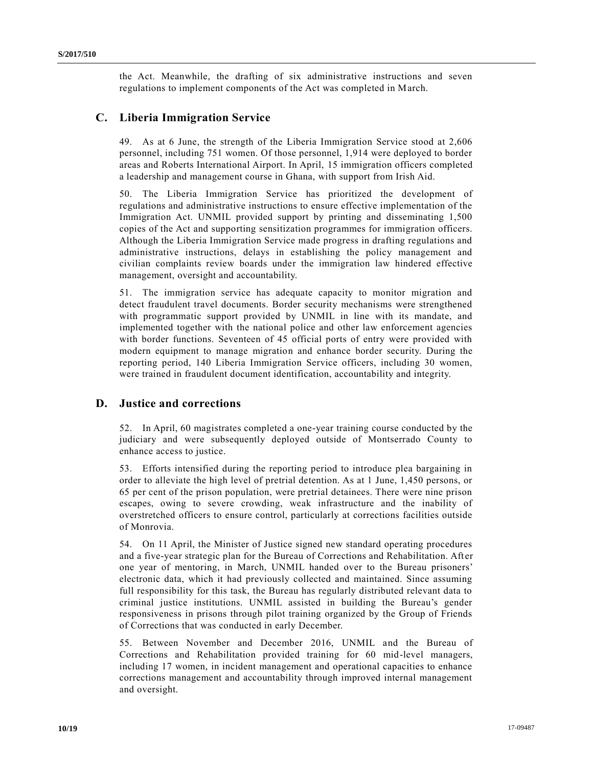the Act. Meanwhile, the drafting of six administrative instructions and seven regulations to implement components of the Act was completed in March.

## C. Liberia Immigration Service

49. As at 6 June, the strength of the Liberia Immigration Service stood at 2,606 personnel, including 751 women. Of those personnel, 1,914 were deployed to border areas and Roberts International Airport. In April, 15 immigration officers completed a leadership and management course in Ghana, with support from Irish Aid.

50. The Liberia Immigration Service has prioritized the development of regulations and administrative instructions to ensure effective implementation of the Immigration Act. UNMIL provided support by printing and disseminating 1,500 copies of the Act and supporting sensitization programmes for immigration officers. Although the Liberia Immigration Service made progress in drafting regulations and administrative instructions, delays in establishing the policy management and civilian complaints review boards under the immigration law hindered effective management, oversight and accountability.

51. The immigration service has adequate capacity to monitor migration and detect fraudulent travel documents. Border security mechanisms were strengthened with programmatic support provided by UNMIL in line with its mandate, and implemented together with the national police and other law enforcement agencies with border functions. Seventeen of 45 official ports of entry were provided with modern equipment to manage migration and enhance border security. During the reporting period, 140 Liberia Immigration Service officers, including 30 women, were trained in fraudulent document identification, accountability and integrity.

## D. Justice and corrections

52. In April, 60 magistrates completed a one-year training course conducted by the judiciary and were subsequently deployed outside of Montserrado County to enhance access to justice.

53. Efforts intensified during the reporting period to introduce plea bargaining in order to alleviate the high level of pretrial detention. As at 1 June, 1,450 persons, or 65 per cent of the prison population, were pretrial detainees. There were nine prison escapes, owing to severe crowding, weak infrastructure and the inability of overstretched officers to ensure control, particularly at corrections facilities outside of Monrovia.

54. On 11 April, the Minister of Justice signed new standard operating procedures and a five-year strategic plan for the Bureau of Corrections and Rehabilitation. After one year of mentoring, in March, UNMIL handed over to the Bureau prisoners' electronic data, which it had previously collected and maintained. Since assuming full responsibility for this task, the Bureau has regularly distributed relevant data to criminal justice institutions. UNMIL assisted in building the Bureau's gender responsiveness in prisons through pilot training organized by the Group of Friends of Corrections that was conducted in early December.

55. Between November and December 2016, UNMIL and the Bureau of Corrections and Rehabilitation provided training for 60 mid-level managers, including 17 women, in incident management and operational capacities to enhance corrections management and accountability through improved internal management and oversight.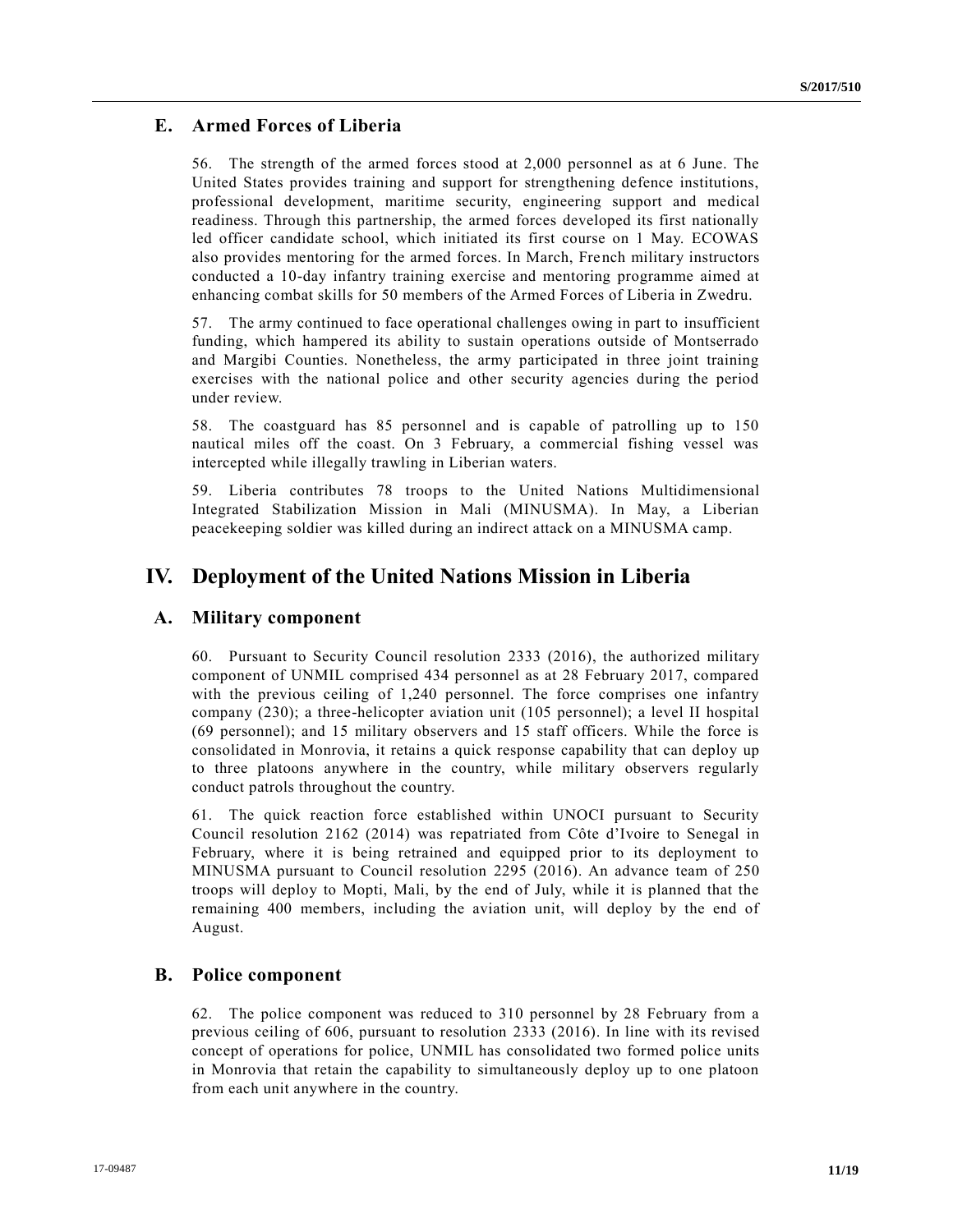### E. Armed Forces of Liberia

56. The strength of the armed forces stood at 2,000 personnel as at 6 June. The United States provides training and support for strengthening defence institutions, professional development, maritime security, engineering support and medical readiness. Through this partnership, the armed forces developed its first nationally led officer candidate school, which initiated its first course on 1 May. ECOWAS also provides mentoring for the armed forces. In March, French military instructors conducted a 10-day infantry training exercise and mentoring programme aimed at enhancing combat skills for 50 members of the Armed Forces of Liberia in Zwedru.

57. The army continued to face operational challenges owing in part to insufficient funding, which hampered its ability to sustain operations outside of Montserrado and Margibi Counties. Nonetheless, the army participated in three joint training exercises with the national police and other security agencies during the period under review.

58. The coastguard has 85 personnel and is capable of patrolling up to 150 nautical miles off the coast. On 3 February, a commercial fishing vessel was intercepted while illegally trawling in Liberian waters.

59. Liberia contributes 78 troops to the United Nations Multidimensional Integrated Stabilization Mission in Mali (MINUSMA). In May, a Liberian peacekeeping soldier was killed during an indirect attack on a MINUSMA camp.

## IV. Deployment of the United Nations Mission in Liberia

### A. Military component

60. Pursuant to Security Council resolution 2333 (2016), the authorized military component of UNMIL comprised 434 personnel as at 28 February 2017, compared with the previous ceiling of 1,240 personnel. The force comprises one infantry company (230); a three-helicopter aviation unit (105 personnel); a level II hospital (69 personnel); and 15 military observers and 15 staff officers. While the force is consolidated in Monrovia, it retains a quick response capability that can deploy up to three platoons anywhere in the country, while military observers regularly conduct patrols throughout the country.

61. The quick reaction force established within UNOCI pursuant to Security Council resolution 2162 (2014) was repatriated from Côte d'Ivoire to Senegal in February, where it is being retrained and equipped prior to its deployment to MINUSMA pursuant to Council resolution 2295 (2016). An advance team of 250 troops will deploy to Mopti, Mali, by the end of July, while it is planned that the remaining 400 members, including the aviation unit, will deploy by the end of August.

### B. Police component

62. The police component was reduced to 310 personnel by 28 February from a previous ceiling of 606, pursuant to resolution 2333 (2016). In line with its revised concept of operations for police, UNMIL has consolidated two formed police units in Monrovia that retain the capability to simultaneously deploy up to one platoon from each unit anywhere in the country.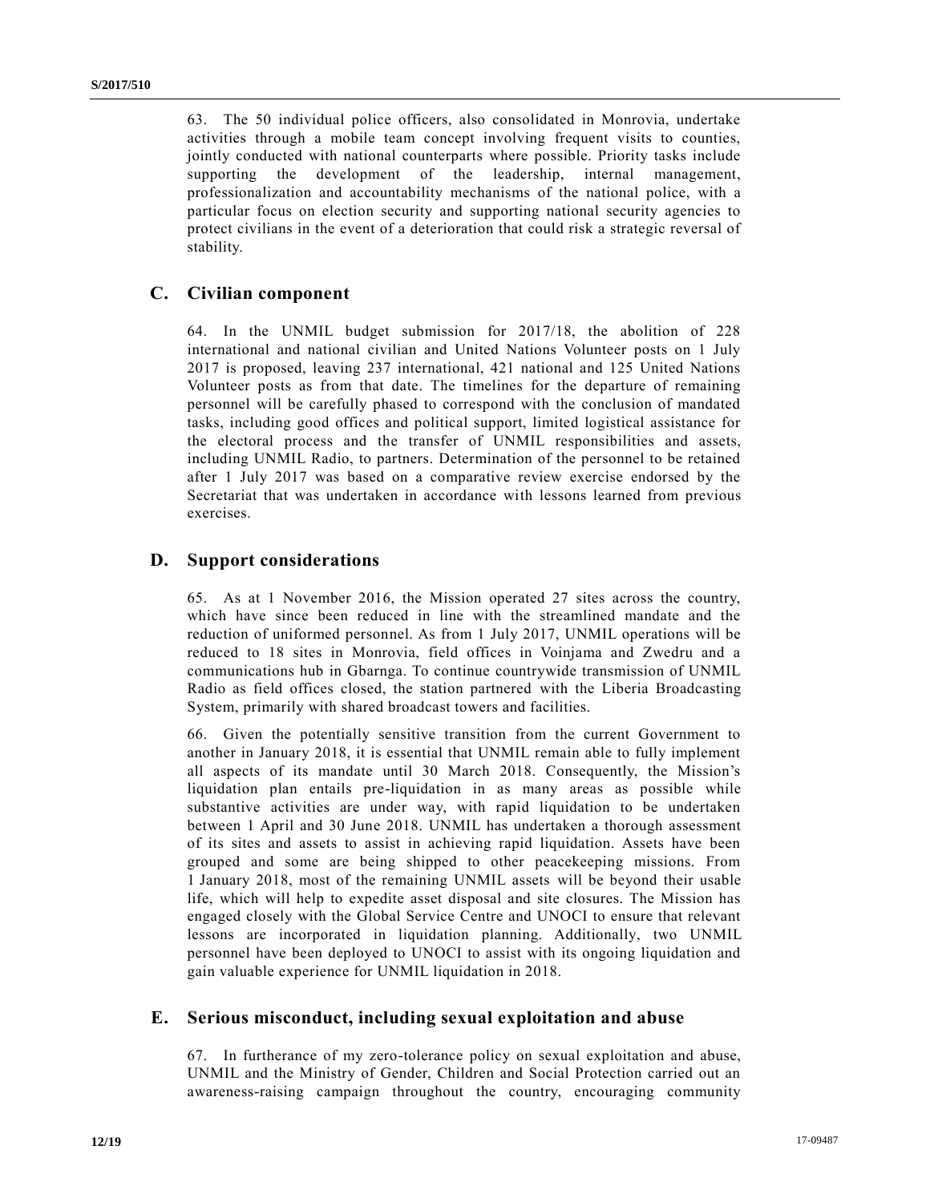63. The 50 individual police officers, also consolidated in Monrovia, undertake activities through a mobile team concept involving frequent visits to counties, jointly conducted with national counterparts where possible. Priority tasks include supporting the development of the leadership, internal management, professionalization and accountability mechanisms of the national police, with a particular focus on election security and supporting national security agencies to protect civilians in the event of a deterioration that could risk a strategic reversal of stability.

## C. Civilian component

64. In the UNMIL budget submission for 2017/18, the abolition of 228 international and national civilian and United Nations Volunteer posts on 1 July 2017 is proposed, leaving 237 international, 421 national and 125 United Nations Volunteer posts as from that date. The timelines for the departure of remaining personnel will be carefully phased to correspond with the conclusion of mandated tasks, including good offices and political support, limited logistical assistance for the electoral process and the transfer of UNMIL responsibilities and assets, including UNMIL Radio, to partners. Determination of the personnel to be retained after 1 July 2017 was based on a comparative review exercise endorsed by the Secretariat that was undertaken in accordance with lessons learned from previous exercises.

## D. Support considerations

65. As at 1 November 2016, the Mission operated 27 sites across the country, which have since been reduced in line with the streamlined mandate and the reduction of uniformed personnel. As from 1 July 2017, UNMIL operations will be reduced to 18 sites in Monrovia, field offices in Voinjama and Zwedru and a communications hub in Gbarnga. To continue countrywide transmission of UNMIL Radio as field offices closed, the station partnered with the Liberia Broadcasting System, primarily with shared broadcast towers and facilities.

66. Given the potentially sensitive transition from the current Government to another in January 2018, it is essential that UNMIL remain able to fully implement all aspects of its mandate until 30 March 2018. Consequently, the Mission's liquidation plan entails pre-liquidation in as many areas as possible while substantive activities are under way, with rapid liquidation to be undertaken between 1 April and 30 June 2018. UNMIL has undertaken a thorough assessment of its sites and assets to assist in achieving rapid liquidation. Assets have been grouped and some are being shipped to other peacekeeping missions. From 1 January 2018, most of the remaining UNMIL assets will be beyond their usable life, which will help to expedite asset disposal and site closures. The Mission has engaged closely with the Global Service Centre and UNOCI to ensure that relevant lessons are incorporated in liquidation planning. Additionally, two UNMIL personnel have been deployed to UNOCI to assist with its ongoing liquidation and gain valuable experience for UNMIL liquidation in 2018.

## E. Serious misconduct, including sexual exploitation and abuse

67. In furtherance of my zero-tolerance policy on sexual exploitation and abuse, UNMIL and the Ministry of Gender, Children and Social Protection carried out an awareness-raising campaign throughout the country, encouraging community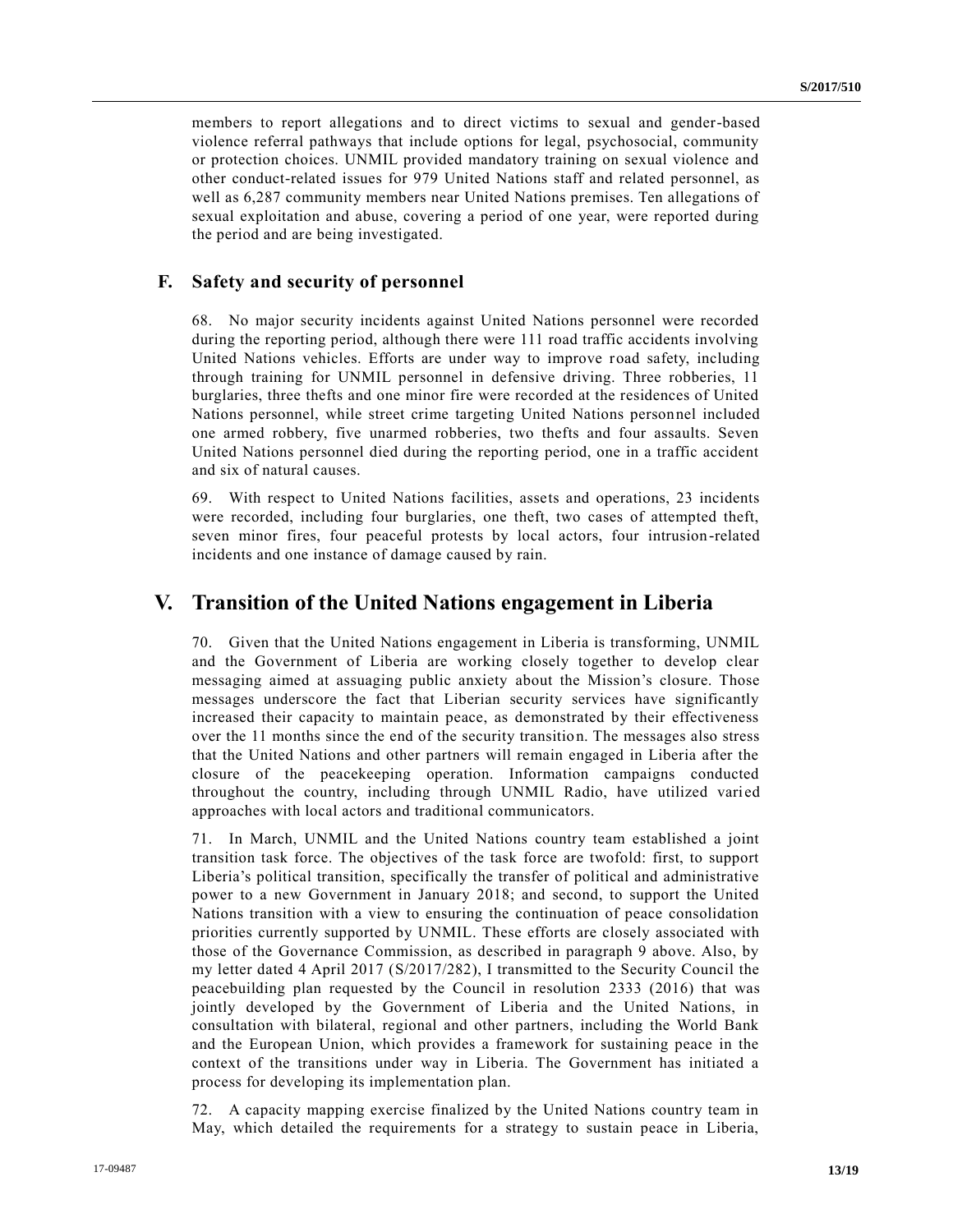members to report allegations and to direct victims to sexual and gender-based violence referral pathways that include options for legal, psychosocial, community or protection choices. UNMIL provided mandatory training on sexual violence and other conduct-related issues for 979 United Nations staff and related personnel, as well as 6,287 community members near United Nations premises. Ten allegations of sexual exploitation and abuse, covering a period of one year, were reported during the period and are being investigated.

### F. Safety and security of personnel

68. No major security incidents against United Nations personnel were recorded during the reporting period, although there were 111 road traffic accidents involving United Nations vehicles. Efforts are under way to improve road safety, including through training for UNMIL personnel in defensive driving. Three robberies, 11 burglaries, three thefts and one minor fire were recorded at the residences of United Nations personnel, while street crime targeting United Nations personnel included one armed robbery, five unarmed robberies, two thefts and four assaults. Seven United Nations personnel died during the reporting period, one in a traffic accident and six of natural causes.

69. With respect to United Nations facilities, assets and operations, 23 incidents were recorded, including four burglaries, one theft, two cases of attempted theft, seven minor fires, four peaceful protests by local actors, four intrusion-related incidents and one instance of damage caused by rain.

## V. Transition of the United Nations engagement in Liberia

70. Given that the United Nations engagement in Liberia is transforming, UNMIL and the Government of Liberia are working closely together to develop clear messaging aimed at assuaging public anxiety about the Mission's closure. Those messages underscore the fact that Liberian security services have significantly increased their capacity to maintain peace, as demonstrated by their effectiveness over the 11 months since the end of the security transition. The messages also stress that the United Nations and other partners will remain engaged in Liberia after the closure of the peacekeeping operation. Information campaigns conducted throughout the country, including through UNMIL Radio, have utilized varied approaches with local actors and traditional communicators.

71. In March, UNMIL and the United Nations country team established a joint transition task force. The objectives of the task force are twofold: first, to support Liberia's political transition, specifically the transfer of political and administrative power to a new Government in January 2018; and second, to support the United Nations transition with a view to ensuring the continuation of peace consolidation priorities currently supported by UNMIL. These efforts are closely associated with those of the Governance Commission, as described in paragraph 9 above. Also, by my letter dated 4 April 2017 (S/2017/282), I transmitted to the Security Council the peacebuilding plan requested by the Council in resolution 2333 (2016) that was jointly developed by the Government of Liberia and the United Nations, in consultation with bilateral, regional and other partners, including the World Bank and the European Union, which provides a framework for sustaining peace in the context of the transitions under way in Liberia. The Government has initiated a process for developing its implementation plan.

72. A capacity mapping exercise finalized by the United Nations country team in May, which detailed the requirements for a strategy to sustain peace in Liberia,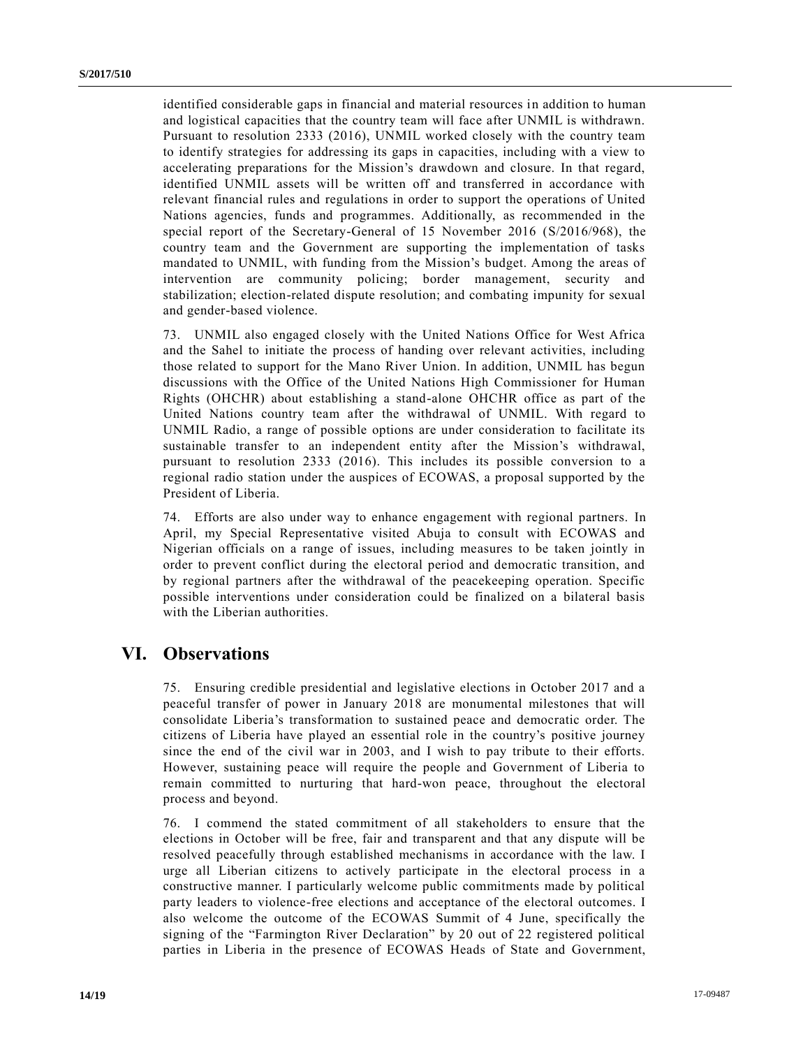identified considerable gaps in financial and material resources in addition to human and logistical capacities that the country team will face after UNMIL is withdrawn. Pursuant to resolution 2333 (2016), UNMIL worked closely with the country team to identify strategies for addressing its gaps in capacities, including with a view to accelerating preparations for the Mission's drawdown and closure. In that regard, identified UNMIL assets will be written off and transferred in accordance with relevant financial rules and regulations in order to support the operations of United Nations agencies, funds and programmes. Additionally, as recommended in the special report of the Secretary-General of 15 November 2016 (S/2016/968), the country team and the Government are supporting the implementation of tasks mandated to UNMIL, with funding from the Mission's budget. Among the areas of intervention are community policing; border management, security and stabilization; election-related dispute resolution; and combating impunity for sexual and gender-based violence.

73. UNMIL also engaged closely with the United Nations Office for West Africa and the Sahel to initiate the process of handing over relevant activities, including those related to support for the Mano River Union. In addition, UNMIL has begun discussions with the Office of the United Nations High Commissioner for Human Rights (OHCHR) about establishing a stand-alone OHCHR office as part of the United Nations country team after the withdrawal of UNMIL. With regard to UNMIL Radio, a range of possible options are under consideration to facilitate its sustainable transfer to an independent entity after the Mission's withdrawal, pursuant to resolution 2333 (2016). This includes its possible conversion to a regional radio station under the auspices of ECOWAS, a proposal supported by the President of Liberia.

74. Efforts are also under way to enhance engagement with regional partners. In April, my Special Representative visited Abuja to consult with ECOWAS and Nigerian officials on a range of issues, including measures to be taken jointly in order to prevent conflict during the electoral period and democratic transition, and by regional partners after the withdrawal of the peacekeeping operation. Specific possible interventions under consideration could be finalized on a bilateral basis with the Liberian authorities.

## VI. Observations

75. Ensuring credible presidential and legislative elections in October 2017 and a peaceful transfer of power in January 2018 are monumental milestones that will consolidate Liberia's transformation to sustained peace and democratic order. The citizens of Liberia have played an essential role in the country's positive journey since the end of the civil war in 2003, and I wish to pay tribute to their efforts. However, sustaining peace will require the people and Government of Liberia to remain committed to nurturing that hard-won peace, throughout the electoral process and beyond.

76. I commend the stated commitment of all stakeholders to ensure that the elections in October will be free, fair and transparent and that any dispute will be resolved peacefully through established mechanisms in accordance with the law. I urge all Liberian citizens to actively participate in the electoral process in a constructive manner. I particularly welcome public commitments made by political party leaders to violence-free elections and acceptance of the electoral outcomes. I also welcome the outcome of the ECOWAS Summit of 4 June, specifically the signing of the "Farmington River Declaration" by 20 out of 22 registered political parties in Liberia in the presence of ECOWAS Heads of State and Government,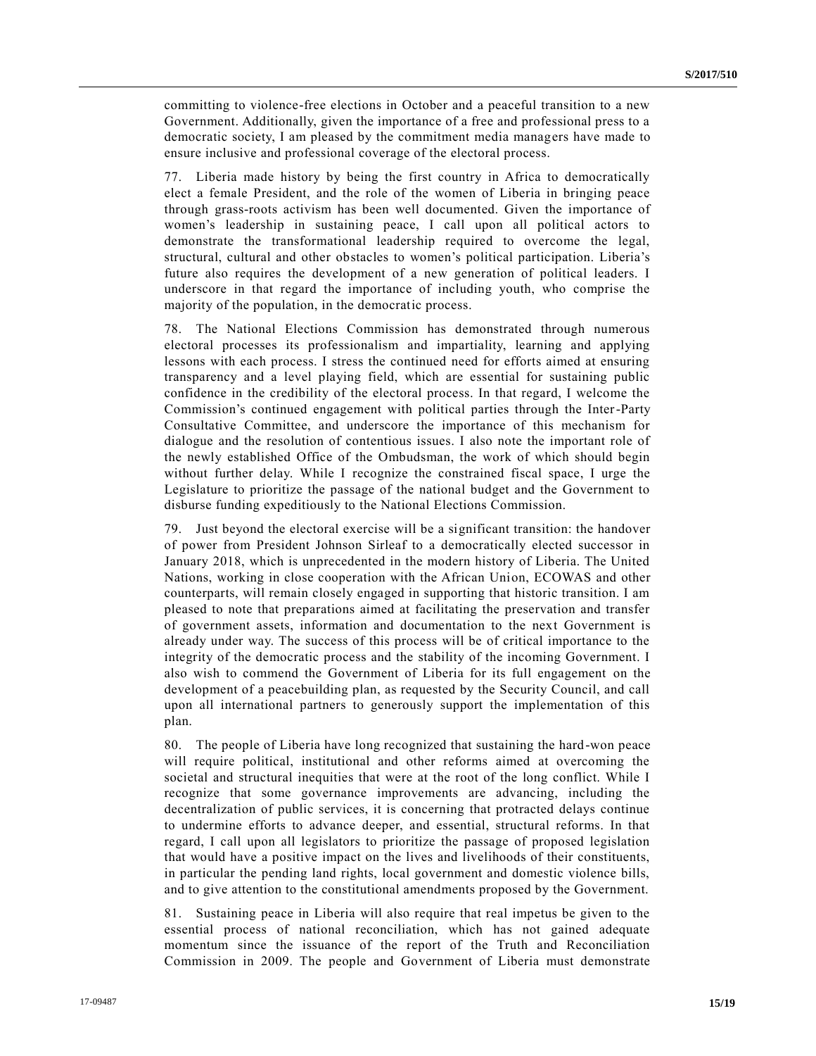committing to violence-free elections in October and a peaceful transition to a new Government. Additionally, given the importance of a free and professional press to a democratic society, I am pleased by the commitment media managers have made to ensure inclusive and professional coverage of the electoral process.

77. Liberia made history by being the first country in Africa to democratically elect a female President, and the role of the women of Liberia in bringing peace through grass-roots activism has been well documented. Given the importance of women's leadership in sustaining peace, I call upon all political actors to demonstrate the transformational leadership required to overcome the legal, structural, cultural and other obstacles to women's political participation. Liberia's future also requires the development of a new generation of political leaders. I underscore in that regard the importance of including youth, who comprise the majority of the population, in the democratic process.

78. The National Elections Commission has demonstrated through numerous electoral processes its professionalism and impartiality, learning and applying lessons with each process. I stress the continued need for efforts aimed at ensuring transparency and a level playing field, which are essential for sustaining public confidence in the credibility of the electoral process. In that regard, I welcome the Commission's continued engagement with political parties through the Inter-Party Consultative Committee, and underscore the importance of this mechanism for dialogue and the resolution of contentious issues. I also note the important role of the newly established Office of the Ombudsman, the work of which should begin without further delay. While I recognize the constrained fiscal space, I urge the Legislature to prioritize the passage of the national budget and the Government to disburse funding expeditiously to the National Elections Commission.

79. Just beyond the electoral exercise will be a significant transition: the handover of power from President Johnson Sirleaf to a democratically elected successor in January 2018, which is unprecedented in the modern history of Liberia. The United Nations, working in close cooperation with the African Union, ECOWAS and other counterparts, will remain closely engaged in supporting that historic transition. I am pleased to note that preparations aimed at facilitating the preservation and transfer of government assets, information and documentation to the next Government is already under way. The success of this process will be of critical importance to the integrity of the democratic process and the stability of the incoming Government. I also wish to commend the Government of Liberia for its full engagement on the development of a peacebuilding plan, as requested by the Security Council, and call upon all international partners to generously support the implementation of this plan.

80. The people of Liberia have long recognized that sustaining the hard-won peace will require political, institutional and other reforms aimed at overcoming the societal and structural inequities that were at the root of the long conflict. While I recognize that some governance improvements are advancing, including the decentralization of public services, it is concerning that protracted delays continue to undermine efforts to advance deeper, and essential, structural reforms. In that regard, I call upon all legislators to prioritize the passage of proposed legislation that would have a positive impact on the lives and livelihoods of their constituents, in particular the pending land rights, local government and domestic violence bills, and to give attention to the constitutional amendments proposed by the Government.

81. Sustaining peace in Liberia will also require that real impetus be given to the essential process of national reconciliation, which has not gained adequate momentum since the issuance of the report of the Truth and Reconciliation Commission in 2009. The people and Government of Liberia must demonstrate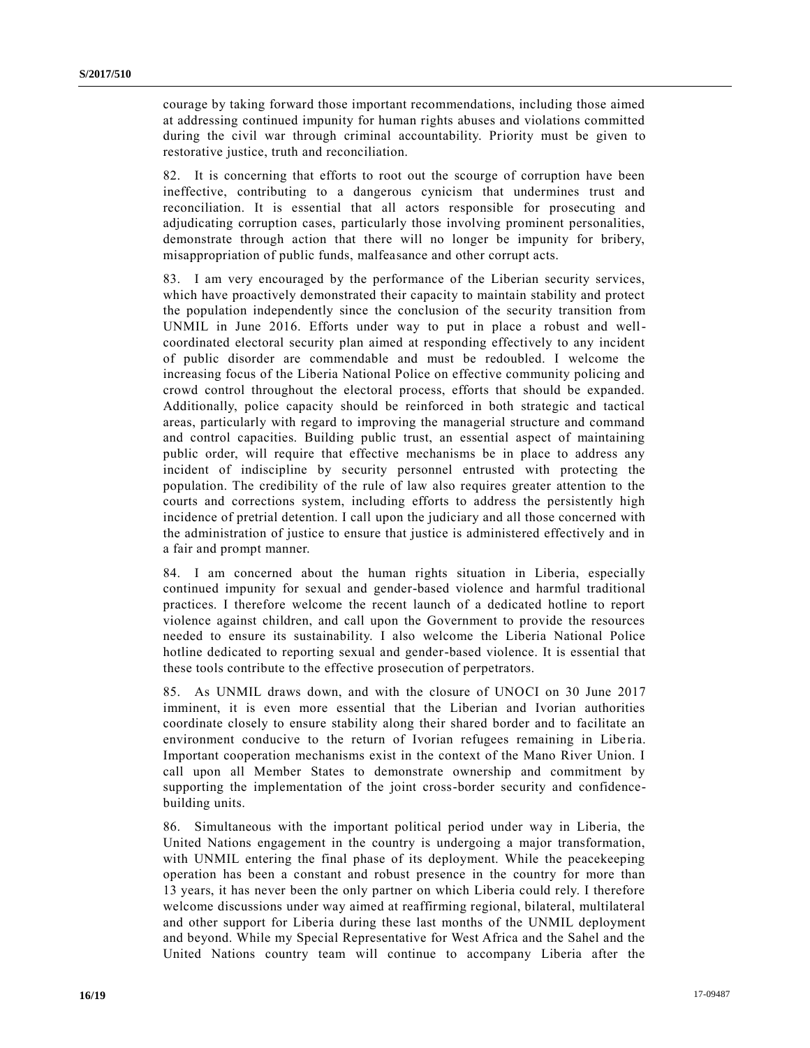courage by taking forward those important recommendations, including those aimed at addressing continued impunity for human rights abuses and violations committed during the civil war through criminal accountability. Priority must be given to restorative justice, truth and reconciliation.

82. It is concerning that efforts to root out the scourge of corruption have been ineffective, contributing to a dangerous cynicism that undermines trust and reconciliation. It is essential that all actors responsible for prosecuting and adjudicating corruption cases, particularly those involving prominent personalities, demonstrate through action that there will no longer be impunity for bribery, misappropriation of public funds, malfeasance and other corrupt acts.

83. I am very encouraged by the performance of the Liberian security services, which have proactively demonstrated their capacity to maintain stability and protect the population independently since the conclusion of the security transition from UNMIL in June 2016. Efforts under way to put in place a robust and well-coordinated electoral security plan aimed at responding effectively to any incident of public disorder are commendable and must be redoubled. I welcome the increasing focus of the Liberia National Police on effective community policing and crowd control throughout the electoral process, efforts that should be expanded. Additionally, police capacity should be reinforced in both strategic and tactical areas, particularly with regard to improving the managerial structure and command and control capacities. Building public trust, an essential aspect of maintaining public order, will require that effective mechanisms be in place to address any incident of indiscipline by security personnel entrusted with protecting the population. The credibility of the rule of law also requires greater attention to the courts and corrections system, including efforts to address the persistently high incidence of pretrial detention. I call upon the judiciary and all those concerned with the administration of justice to ensure that justice is administered effectively and in a fair and prompt manner.

84. I am concerned about the human rights situation in Liberia, especially continued impunity for sexual and gender-based violence and harmful traditional practices. I therefore welcome the recent launch of a dedicated hotline to report violence against children, and call upon the Government to provide the resources needed to ensure its sustainability. I also welcome the Liberia National Police hotline dedicated to reporting sexual and gender-based violence. It is essential that these tools contribute to the effective prosecution of perpetrators.

85. As UNMIL draws down, and with the closure of UNOCI on 30 June 2017 imminent, it is even more essential that the Liberian and Ivorian authorities coordinate closely to ensure stability along their shared border and to facilitate an environment conducive to the return of Ivorian refugees remaining in Liberia. Important cooperation mechanisms exist in the context of the Mano River Union. I call upon all Member States to demonstrate ownership and commitment by supporting the implementation of the joint cross-border security and confidence-building units.

86. Simultaneous with the important political period under way in Liberia, the United Nations engagement in the country is undergoing a major transformation, with UNMIL entering the final phase of its deployment. While the peacekeeping operation has been a constant and robust presence in the country for more than 13 years, it has never been the only partner on which Liberia could rely. I therefore welcome discussions under way aimed at reaffirming regional, bilateral, multilateral and other support for Liberia during these last months of the UNMIL deployment and beyond. While my Special Representative for West Africa and the Sahel and the United Nations country team will continue to accompany Liberia after the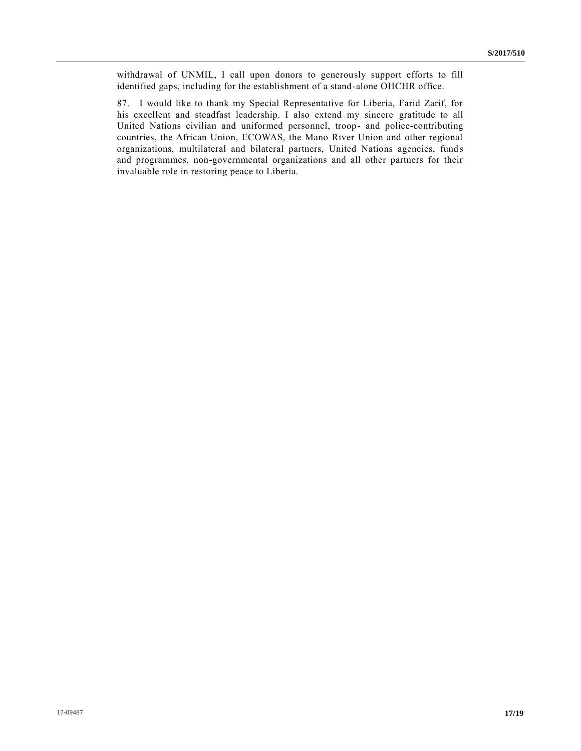withdrawal of UNMIL, I call upon donors to generously support efforts to fill identified gaps, including for the establishment of a stand-alone OHCHR office.

87. I would like to thank my Special Representative for Liberia, Farid Zarif, for his excellent and steadfast leadership. I also extend my sincere gratitude to all United Nations civilian and uniformed personnel, troop- and police-contributing countries, the African Union, ECOWAS, the Mano River Union and other regional organizations, multilateral and bilateral partners, United Nations agencies, funds and programmes, non-governmental organizations and all other partners for their invaluable role in restoring peace to Liberia.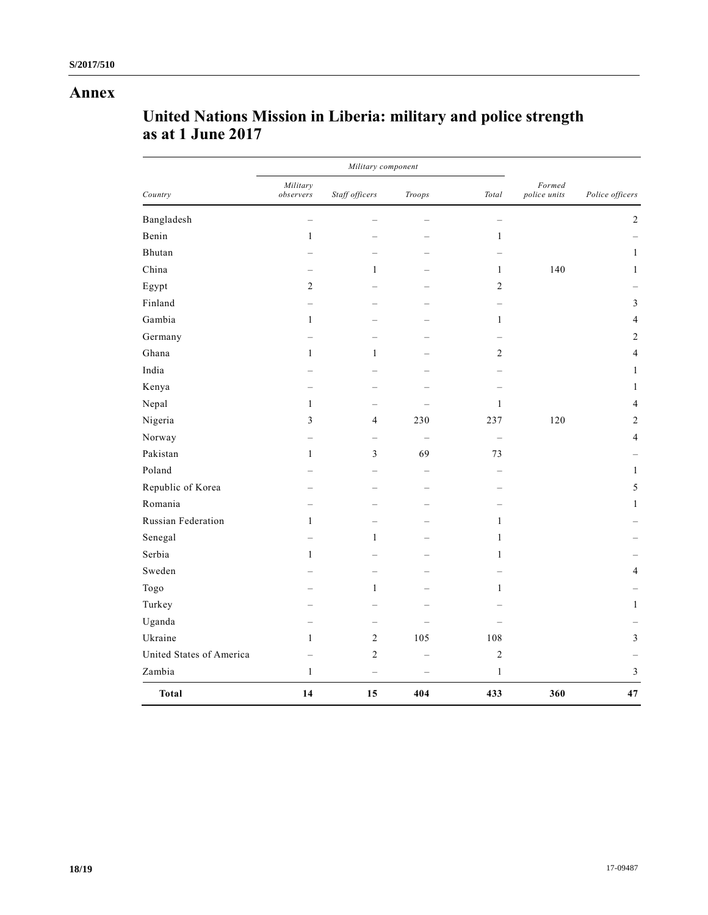# Annex

## United Nations Mission in Liberia: military and police strength as at 1 June 2017

| | *Military component* | | | | | |
|---|---|---|---|---|---|---|
| *Country* | *Military observers* | *Staff officers* | *Troops* | *Total* | *Formed police units* | *Police officers* |
| Bangladesh | – | – | – | – | | 2 |
| Benin | 1 | – | – | 1 | | – |
| Bhutan | – | – | – | – | | 1 |
| China | – | 1 | – | 1 | 140 | 1 |
| Egypt | 2 | – | – | 2 | | – |
| Finland | – | – | – | – | | 3 |
| Gambia | 1 | – | – | 1 | | 4 |
| Germany | – | – | – | – | | 2 |
| Ghana | 1 | 1 | – | 2 | | 4 |
| India | – | – | – | – | | 1 |
| Kenya | – | – | – | – | | 1 |
| Nepal | 1 | – | – | 1 | | 4 |
| Nigeria | 3 | 4 | 230 | 237 | 120 | 2 |
| Norway | – | – | – | – | | 4 |
| Pakistan | 1 | 3 | 69 | 73 | | – |
| Poland | – | – | – | – | | 1 |
| Republic of Korea | – | – | – | – | | 5 |
| Romania | – | – | – | – | | 1 |
| Russian Federation | 1 | – | – | 1 | | – |
| Senegal | – | 1 | – | 1 | | – |
| Serbia | 1 | – | – | 1 | | – |
| Sweden | – | – | – | – | | 4 |
| Togo | – | 1 | – | 1 | | – |
| Turkey | – | – | – | – | | 1 |
| Uganda | – | – | – | – | | – |
| Ukraine | 1 | 2 | 105 | 108 | | 3 |
| United States of America | – | 2 | – | 2 | | – |
| Zambia | 1 | – | – | 1 | | 3 |
| **Total** | **14** | **15** | **404** | **433** | **360** | **47** |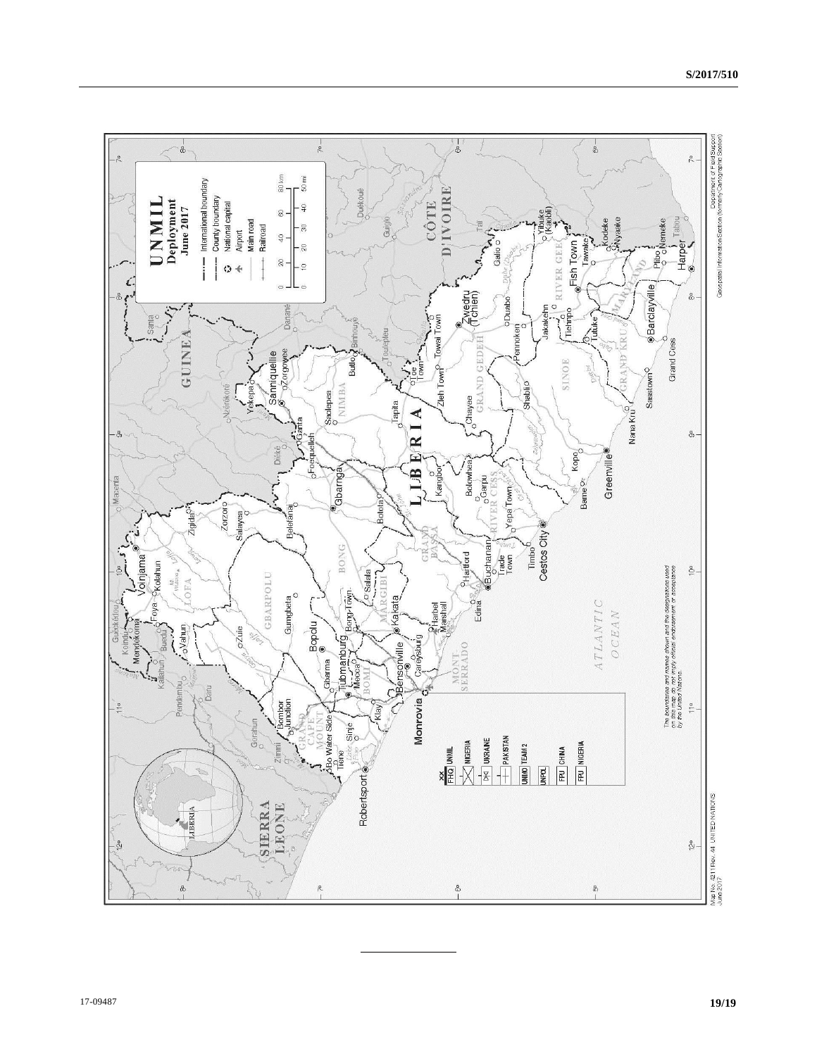# UNMIL Deployment June 2017

International boundary
County boundary
National capital
Airport
Main road
Railroad

0 20 40 60 80 km
0 10 20 30 40 50 mi

XX FHQ UNMIL
NIGERIA
UKRAINE
PAKISTAN
UNMO TEAM 2
UNPOL
FPU CHINA
FPU NIGERIA

The boundaries and names shown and the designations used on this map do not imply official endorsement or acceptance by the United Nations.

Map No. 4211 Rev. 44 UNITED NATIONS
June 2017

Department of Field Support
Geospatial Information Section (formerly Cartographic Section)